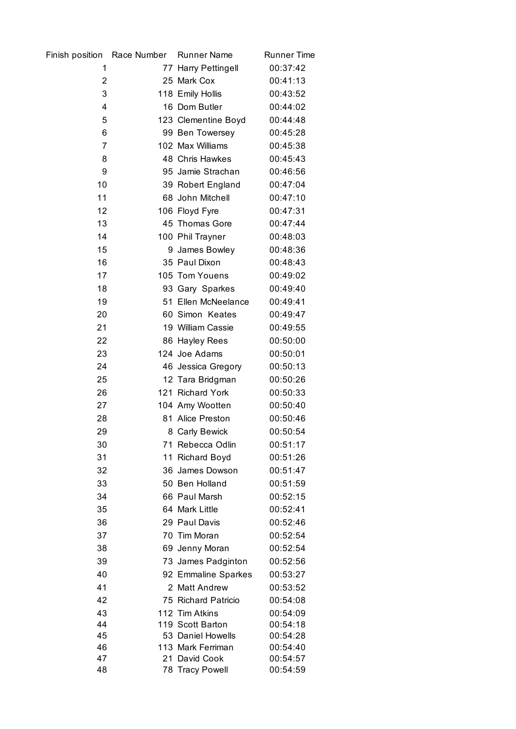| Finish position | Race Number | Runner Name | Runner Time |
|---|---|---|---|
| 1 | 77 | Harry Pettingell | 00:37:42 |
| 2 | 25 | Mark Cox | 00:41:13 |
| 3 | 118 | Emily Hollis | 00:43:52 |
| 4 | 16 | Dom Butler | 00:44:02 |
| 5 | 123 | Clementine Boyd | 00:44:48 |
| 6 | 99 | Ben Towersey | 00:45:28 |
| 7 | 102 | Max Williams | 00:45:38 |
| 8 | 48 | Chris Hawkes | 00:45:43 |
| 9 | 95 | Jamie Strachan | 00:46:56 |
| 10 | 39 | Robert England | 00:47:04 |
| 11 | 68 | John Mitchell | 00:47:10 |
| 12 | 106 | Floyd Fyre | 00:47:31 |
| 13 | 45 | Thomas Gore | 00:47:44 |
| 14 | 100 | Phil Trayner | 00:48:03 |
| 15 | 9 | James Bowley | 00:48:36 |
| 16 | 35 | Paul Dixon | 00:48:43 |
| 17 | 105 | Tom Youens | 00:49:02 |
| 18 | 93 | Gary Sparkes | 00:49:40 |
| 19 | 51 | Ellen McNeelance | 00:49:41 |
| 20 | 60 | Simon Keates | 00:49:47 |
| 21 | 19 | William Cassie | 00:49:55 |
| 22 | 86 | Hayley Rees | 00:50:00 |
| 23 | 124 | Joe Adams | 00:50:01 |
| 24 | 46 | Jessica Gregory | 00:50:13 |
| 25 | 12 | Tara Bridgman | 00:50:26 |
| 26 | 121 | Richard York | 00:50:33 |
| 27 | 104 | Amy Wootten | 00:50:40 |
| 28 | 81 | Alice Preston | 00:50:46 |
| 29 | 8 | Carly Bewick | 00:50:54 |
| 30 | 71 | Rebecca Odlin | 00:51:17 |
| 31 | 11 | Richard Boyd | 00:51:26 |
| 32 | 36 | James Dowson | 00:51:47 |
| 33 | 50 | Ben Holland | 00:51:59 |
| 34 | 66 | Paul Marsh | 00:52:15 |
| 35 | 64 | Mark Little | 00:52:41 |
| 36 | 29 | Paul Davis | 00:52:46 |
| 37 | 70 | Tim Moran | 00:52:54 |
| 38 | 69 | Jenny Moran | 00:52:54 |
| 39 | 73 | James Padginton | 00:52:56 |
| 40 | 92 | Emmaline Sparkes | 00:53:27 |
| 41 | 2 | Matt Andrew | 00:53:52 |
| 42 | 75 | Richard Patricio | 00:54:08 |
| 43 | 112 | Tim Atkins | 00:54:09 |
| 44 | 119 | Scott Barton | 00:54:18 |
| 45 | 53 | Daniel Howells | 00:54:28 |
| 46 | 113 | Mark Ferriman | 00:54:40 |
| 47 | 21 | David Cook | 00:54:57 |
| 48 | 78 | Tracy Powell | 00:54:59 |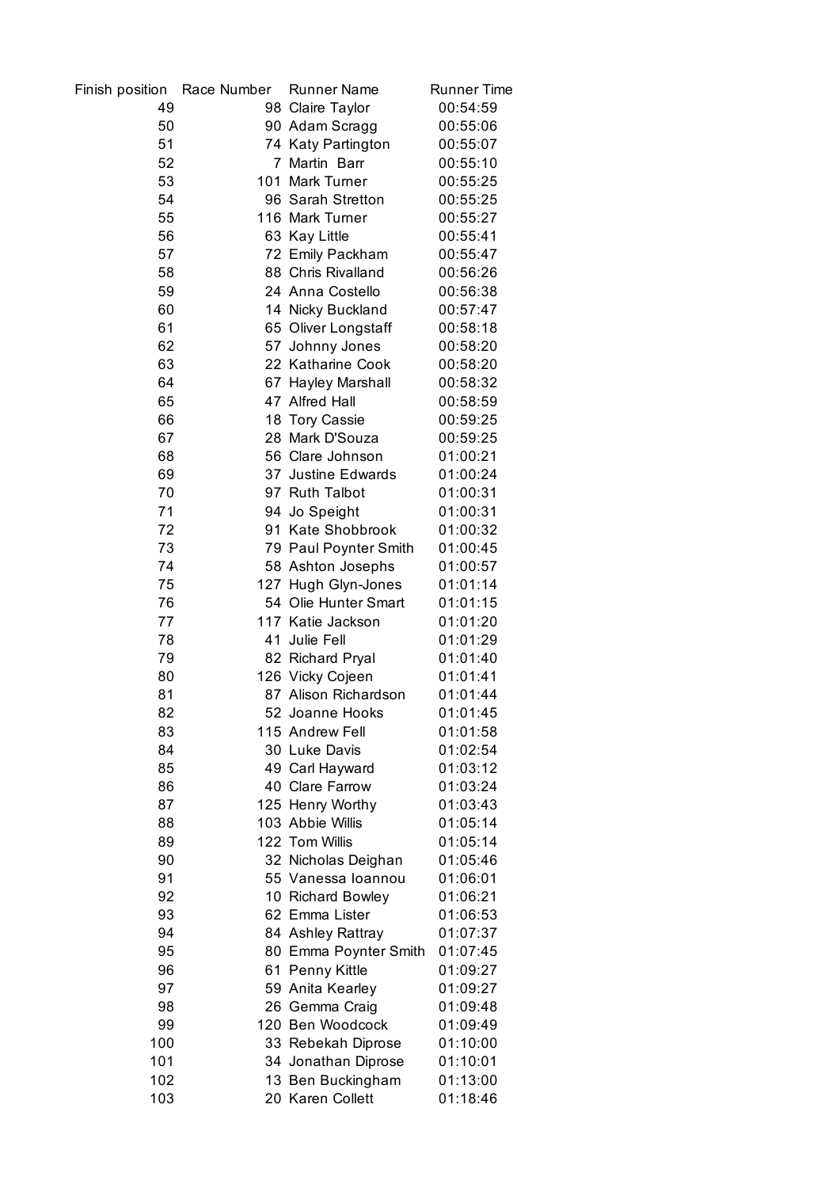| Finish position | Race Number | Runner Name | Runner Time |
| --- | --- | --- | --- |
| 49 | 98 | Claire Taylor | 00:54:59 |
| 50 | 90 | Adam Scragg | 00:55:06 |
| 51 | 74 | Katy Partington | 00:55:07 |
| 52 | 7 | Martin  Barr | 00:55:10 |
| 53 | 101 | Mark Turner | 00:55:25 |
| 54 | 96 | Sarah Stretton | 00:55:25 |
| 55 | 116 | Mark Turner | 00:55:27 |
| 56 | 63 | Kay Little | 00:55:41 |
| 57 | 72 | Emily Packham | 00:55:47 |
| 58 | 88 | Chris Rivalland | 00:56:26 |
| 59 | 24 | Anna Costello | 00:56:38 |
| 60 | 14 | Nicky Buckland | 00:57:47 |
| 61 | 65 | Oliver Longstaff | 00:58:18 |
| 62 | 57 | Johnny Jones | 00:58:20 |
| 63 | 22 | Katharine Cook | 00:58:20 |
| 64 | 67 | Hayley Marshall | 00:58:32 |
| 65 | 47 | Alfred Hall | 00:58:59 |
| 66 | 18 | Tory Cassie | 00:59:25 |
| 67 | 28 | Mark D'Souza | 00:59:25 |
| 68 | 56 | Clare Johnson | 01:00:21 |
| 69 | 37 | Justine Edwards | 01:00:24 |
| 70 | 97 | Ruth Talbot | 01:00:31 |
| 71 | 94 | Jo Speight | 01:00:31 |
| 72 | 91 | Kate Shobbrook | 01:00:32 |
| 73 | 79 | Paul Poynter Smith | 01:00:45 |
| 74 | 58 | Ashton Josephs | 01:00:57 |
| 75 | 127 | Hugh Glyn-Jones | 01:01:14 |
| 76 | 54 | Olie Hunter Smart | 01:01:15 |
| 77 | 117 | Katie Jackson | 01:01:20 |
| 78 | 41 | Julie Fell | 01:01:29 |
| 79 | 82 | Richard Pryal | 01:01:40 |
| 80 | 126 | Vicky Cojeen | 01:01:41 |
| 81 | 87 | Alison Richardson | 01:01:44 |
| 82 | 52 | Joanne Hooks | 01:01:45 |
| 83 | 115 | Andrew Fell | 01:01:58 |
| 84 | 30 | Luke Davis | 01:02:54 |
| 85 | 49 | Carl Hayward | 01:03:12 |
| 86 | 40 | Clare Farrow | 01:03:24 |
| 87 | 125 | Henry Worthy | 01:03:43 |
| 88 | 103 | Abbie Willis | 01:05:14 |
| 89 | 122 | Tom Willis | 01:05:14 |
| 90 | 32 | Nicholas Deighan | 01:05:46 |
| 91 | 55 | Vanessa Ioannou | 01:06:01 |
| 92 | 10 | Richard Bowley | 01:06:21 |
| 93 | 62 | Emma Lister | 01:06:53 |
| 94 | 84 | Ashley Rattray | 01:07:37 |
| 95 | 80 | Emma Poynter Smith | 01:07:45 |
| 96 | 61 | Penny Kittle | 01:09:27 |
| 97 | 59 | Anita Kearley | 01:09:27 |
| 98 | 26 | Gemma Craig | 01:09:48 |
| 99 | 120 | Ben Woodcock | 01:09:49 |
| 100 | 33 | Rebekah Diprose | 01:10:00 |
| 101 | 34 | Jonathan Diprose | 01:10:01 |
| 102 | 13 | Ben Buckingham | 01:13:00 |
| 103 | 20 | Karen Collett | 01:18:46 |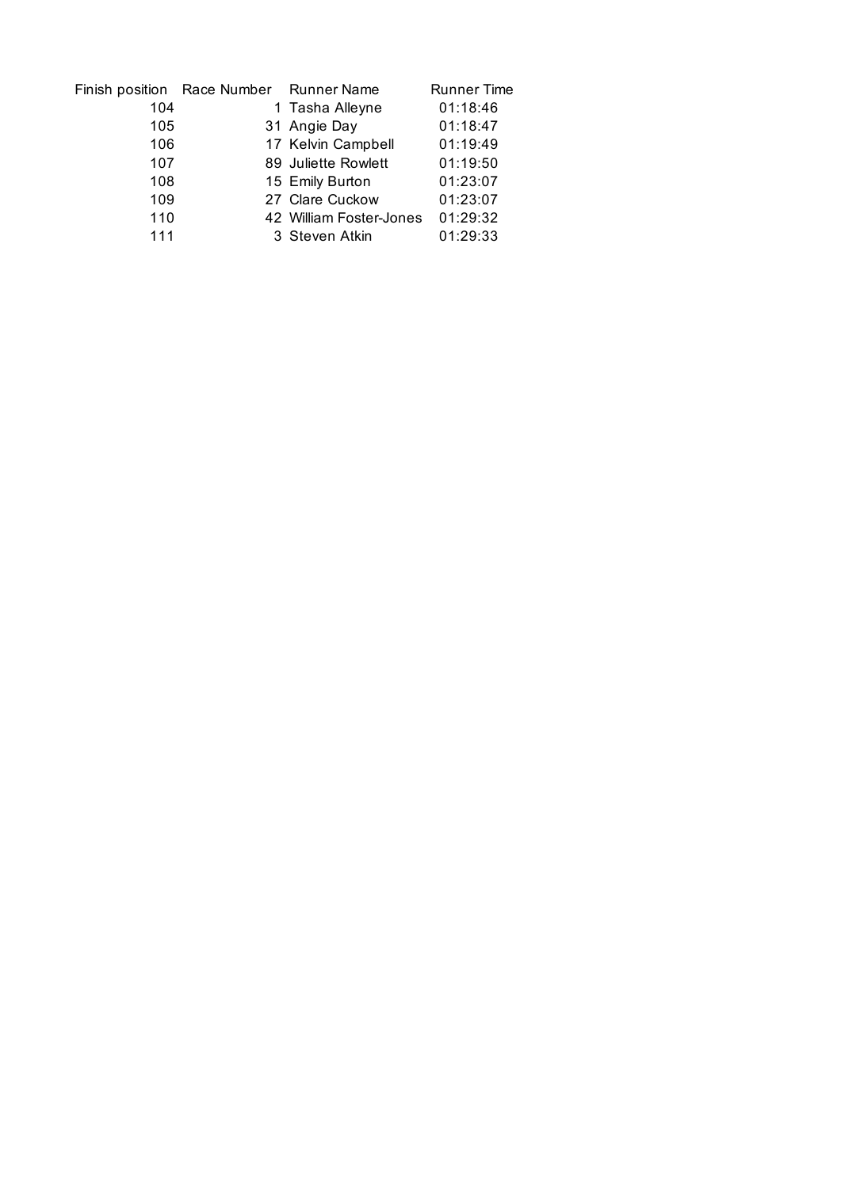| Finish position | Race Number | Runner Name | Runner Time |
| --- | --- | --- | --- |
| 104 | 1 | Tasha Alleyne | 01:18:46 |
| 105 | 31 | Angie Day | 01:18:47 |
| 106 | 17 | Kelvin Campbell | 01:19:49 |
| 107 | 89 | Juliette Rowlett | 01:19:50 |
| 108 | 15 | Emily Burton | 01:23:07 |
| 109 | 27 | Clare Cuckow | 01:23:07 |
| 110 | 42 | William Foster-Jones | 01:29:32 |
| 111 | 3 | Steven Atkin | 01:29:33 |